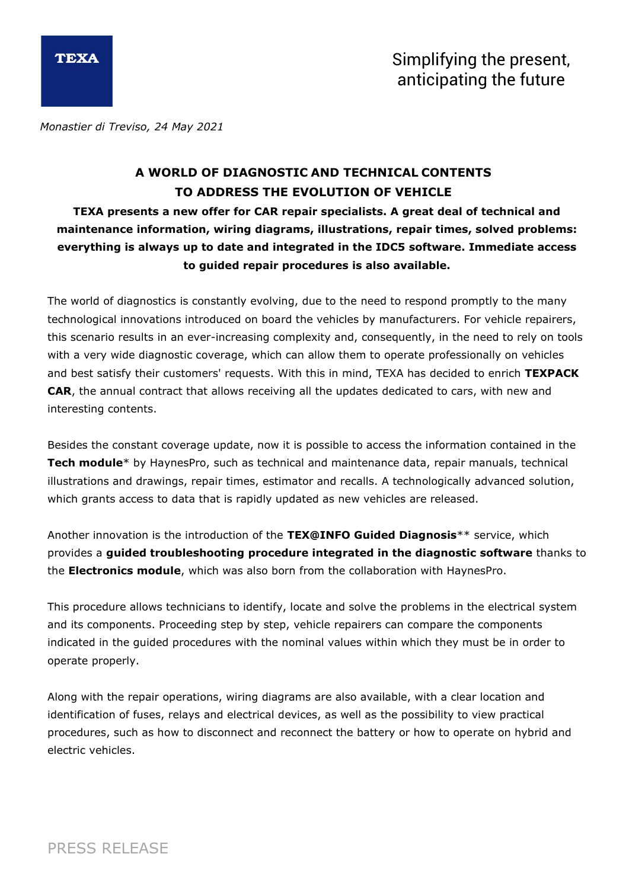Simplifying the present, anticipating the future

*Monastier di Treviso, 24 May 2021*

# A WORLD OF DIAGNOSTIC AND TECHNICAL CONTENTS TO ADDRESS THE EVOLUTION OF VEHICLE

**TEXA presents a new offer for CAR repair specialists. A great deal of technical and maintenance information, wiring diagrams, illustrations, repair times, solved problems: everything is always up to date and integrated in the IDC5 software. Immediate access to guided repair procedures is also available.**

The world of diagnostics is constantly evolving, due to the need to respond promptly to the many technological innovations introduced on board the vehicles by manufacturers. For vehicle repairers, this scenario results in an ever-increasing complexity and, consequently, in the need to rely on tools with a very wide diagnostic coverage, which can allow them to operate professionally on vehicles and best satisfy their customers' requests. With this in mind, TEXA has decided to enrich **TEXPACK CAR**, the annual contract that allows receiving all the updates dedicated to cars, with new and interesting contents.

Besides the constant coverage update, now it is possible to access the information contained in the **Tech module**\* by HaynesPro, such as technical and maintenance data, repair manuals, technical illustrations and drawings, repair times, estimator and recalls. A technologically advanced solution, which grants access to data that is rapidly updated as new vehicles are released.

Another innovation is the introduction of the **TEX@INFO Guided Diagnosis**\*\* service, which provides a **guided troubleshooting procedure integrated in the diagnostic software** thanks to the **Electronics module**, which was also born from the collaboration with HaynesPro.

This procedure allows technicians to identify, locate and solve the problems in the electrical system and its components. Proceeding step by step, vehicle repairers can compare the components indicated in the guided procedures with the nominal values within which they must be in order to operate properly.

Along with the repair operations, wiring diagrams are also available, with a clear location and identification of fuses, relays and electrical devices, as well as the possibility to view practical procedures, such as how to disconnect and reconnect the battery or how to operate on hybrid and electric vehicles.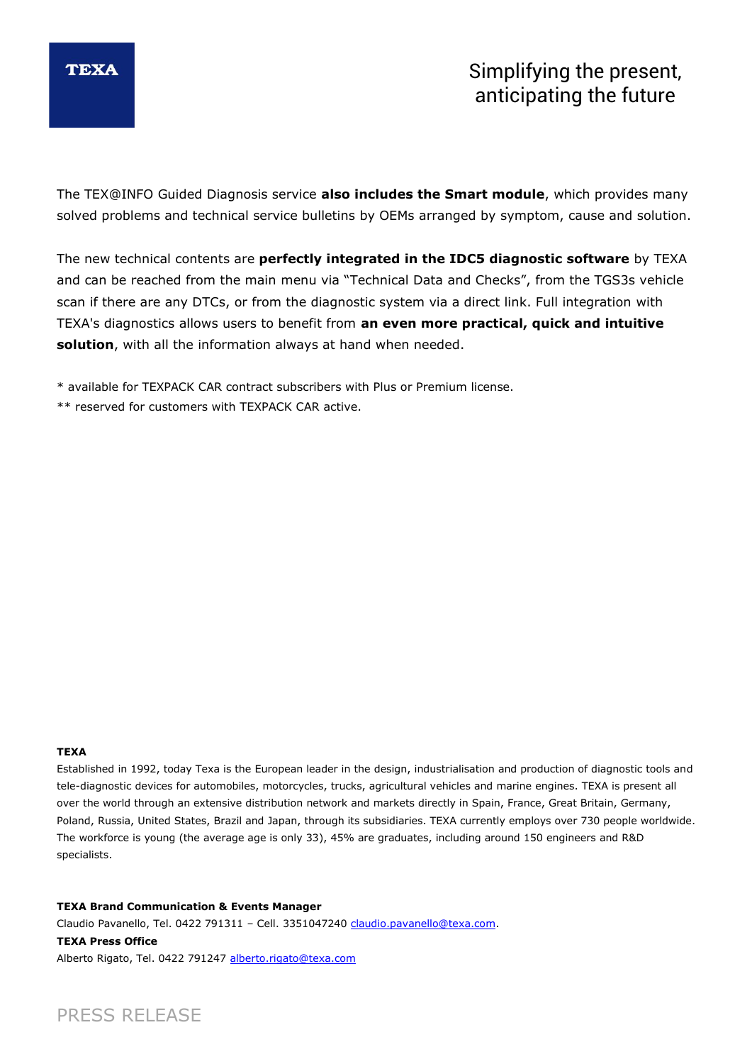The TEX@INFO Guided Diagnosis service **also includes the Smart module**, which provides many solved problems and technical service bulletins by OEMs arranged by symptom, cause and solution.

The new technical contents are **perfectly integrated in the IDC5 diagnostic software** by TEXA and can be reached from the main menu via "Technical Data and Checks", from the TGS3s vehicle scan if there are any DTCs, or from the diagnostic system via a direct link. Full integration with TEXA's diagnostics allows users to benefit from **an even more practical, quick and intuitive solution**, with all the information always at hand when needed.

* available for TEXPACK CAR contract subscribers with Plus or Premium license.
** reserved for customers with TEXPACK CAR active.

**TEXA**

Established in 1992, today Texa is the European leader in the design, industrialisation and production of diagnostic tools and tele-diagnostic devices for automobiles, motorcycles, trucks, agricultural vehicles and marine engines. TEXA is present all over the world through an extensive distribution network and markets directly in Spain, France, Great Britain, Germany, Poland, Russia, United States, Brazil and Japan, through its subsidiaries. TEXA currently employs over 730 people worldwide. The workforce is young (the average age is only 33), 45% are graduates, including around 150 engineers and R&D specialists.

**TEXA Brand Communication & Events Manager**
Claudio Pavanello, Tel. 0422 791311 – Cell. 3351047240 claudio.pavanello@texa.com.
**TEXA Press Office**
Alberto Rigato, Tel. 0422 791247 alberto.rigato@texa.com